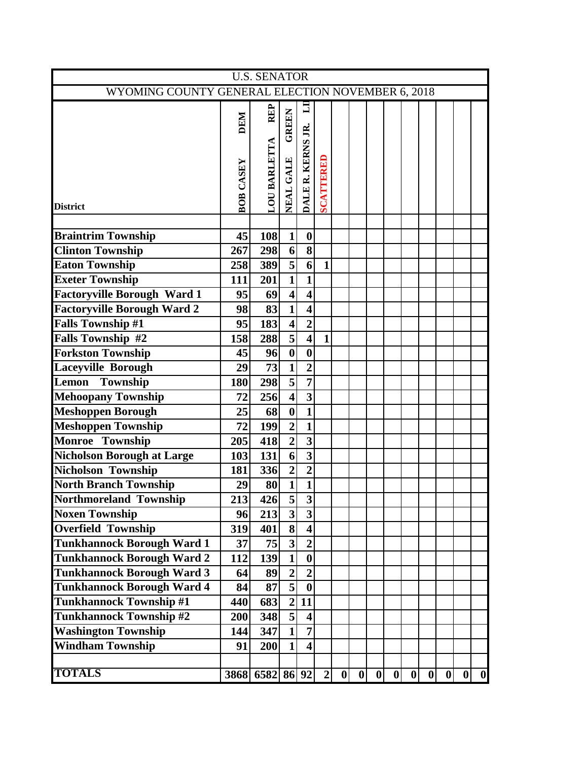| U.S. SENATOR | | | | | | | | | | | | | | | |
|---|---|---|---|---|---|---|---|---|---|---|---|---|---|---|---|
| WYOMING COUNTY GENERAL ELECTION NOVEMBER 6, 2018 | | | | | | | | | | | | | | | |
| District | BOB CASEY DEM | LOU BARLETTA REP | NEAL GALE GREEN | DALE R. KERNS JR. LI | SCATTERED | | | | | | | | | | |
| Braintrim Township | 45 | 108 | 1 | 0 | | | | | | | | | | | |
| Clinton Township | 267 | 298 | 6 | 8 | | | | | | | | | | | |
| Eaton Township | 258 | 389 | 5 | 6 | 1 | | | | | | | | | | |
| Exeter Township | 111 | 201 | 1 | 1 | | | | | | | | | | | |
| Factoryville Borough Ward 1 | 95 | 69 | 4 | 4 | | | | | | | | | | | |
| Factoryville Borough Ward 2 | 98 | 83 | 1 | 4 | | | | | | | | | | | |
| Falls Township #1 | 95 | 183 | 4 | 2 | | | | | | | | | | | |
| Falls Township #2 | 158 | 288 | 5 | 4 | 1 | | | | | | | | | | |
| Forkston Township | 45 | 96 | 0 | 0 | | | | | | | | | | | |
| Laceyville Borough | 29 | 73 | 1 | 2 | | | | | | | | | | | |
| Lemon Township | 180 | 298 | 5 | 7 | | | | | | | | | | | |
| Mehoopany Township | 72 | 256 | 4 | 3 | | | | | | | | | | | |
| Meshoppen Borough | 25 | 68 | 0 | 1 | | | | | | | | | | | |
| Meshoppen Township | 72 | 199 | 2 | 1 | | | | | | | | | | | |
| Monroe Township | 205 | 418 | 2 | 3 | | | | | | | | | | | |
| Nicholson Borough at Large | 103 | 131 | 6 | 3 | | | | | | | | | | | |
| Nicholson Township | 181 | 336 | 2 | 2 | | | | | | | | | | | |
| North Branch Township | 29 | 80 | 1 | 1 | | | | | | | | | | | |
| Northmoreland Township | 213 | 426 | 5 | 3 | | | | | | | | | | | |
| Noxen Township | 96 | 213 | 3 | 3 | | | | | | | | | | | |
| Overfield Township | 319 | 401 | 8 | 4 | | | | | | | | | | | |
| Tunkhannock Borough Ward 1 | 37 | 75 | 3 | 2 | | | | | | | | | | | |
| Tunkhannock Borough Ward 2 | 112 | 139 | 1 | 0 | | | | | | | | | | | |
| Tunkhannock Borough Ward 3 | 64 | 89 | 2 | 2 | | | | | | | | | | | |
| Tunkhannock Borough Ward 4 | 84 | 87 | 5 | 0 | | | | | | | | | | | |
| Tunkhannock Township #1 | 440 | 683 | 2 | 11 | | | | | | | | | | | |
| Tunkhannock Township #2 | 200 | 348 | 5 | 4 | | | | | | | | | | | |
| Washington Township | 144 | 347 | 1 | 7 | | | | | | | | | | | |
| Windham Township | 91 | 200 | 1 | 4 | | | | | | | | | | | |
| TOTALS | 3868 | 6582 | 86 | 92 | 2 | 0 | 0 | 0 | 0 | 0 | 0 | 0 | 0 | 0 | |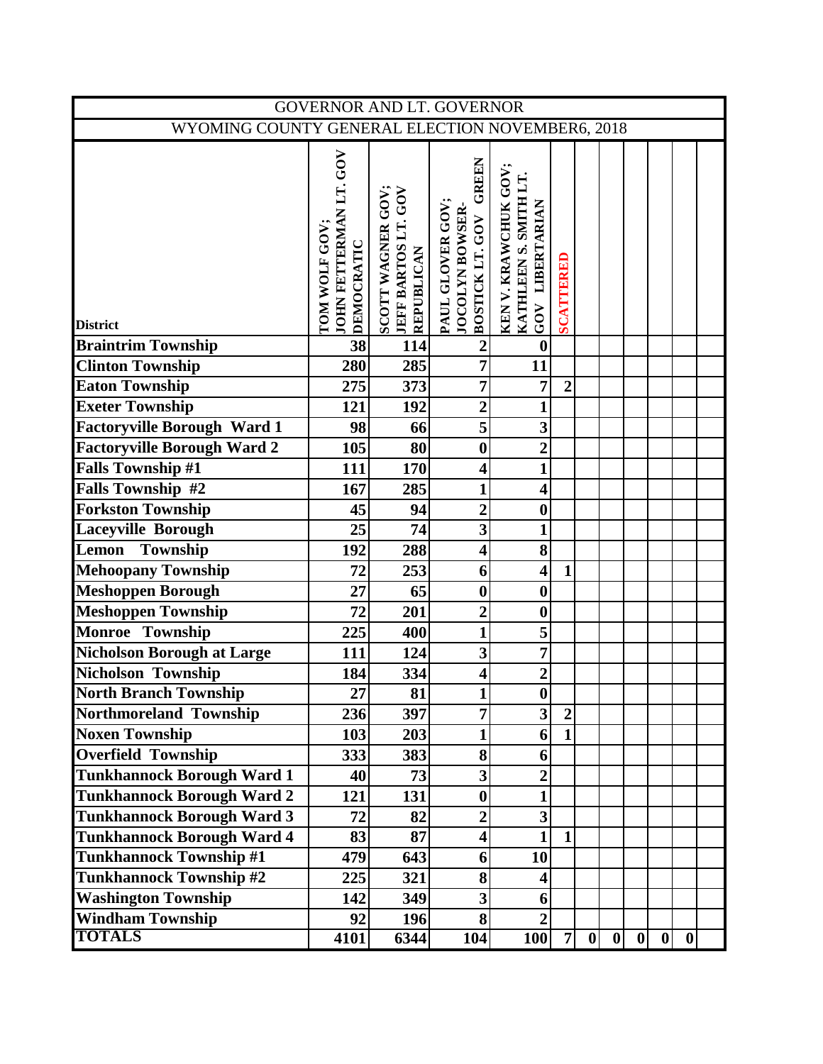| GOVERNOR AND LT. GOVERNOR | | | | | | | | | | | |
|---|---|---|---|---|---|---|---|---|---|---|---|
| WYOMING COUNTY GENERAL ELECTION NOVEMBER6, 2018 | | | | | | | | | | | |
| District | TOM WOLF GOV; JOHN FETTERMAN LT. GOV DEMOCRATIC | SCOTT WAGNER GOV; JEFF BARTOS LT. GOV REPUBLICAN | PAUL GLOVER GOV; JOCOLYN BOWSER-BOSTICK LT. GOV GREEN | KEN V. KRAWCHUK GOV; KATHLEEN S. SMITH LT. GOV LIBERTARIAN | SCATTERED | | | | | | |
| Braintrim Township | 38 | 114 | 2 | 0 | | | | | | | |
| Clinton Township | 280 | 285 | 7 | 11 | | | | | | | |
| Eaton Township | 275 | 373 | 7 | 7 | 2 | | | | | | |
| Exeter Township | 121 | 192 | 2 | 1 | | | | | | | |
| Factoryville Borough Ward 1 | 98 | 66 | 5 | 3 | | | | | | | |
| Factoryville Borough Ward 2 | 105 | 80 | 0 | 2 | | | | | | | |
| Falls Township #1 | 111 | 170 | 4 | 1 | | | | | | | |
| Falls Township #2 | 167 | 285 | 1 | 4 | | | | | | | |
| Forkston Township | 45 | 94 | 2 | 0 | | | | | | | |
| Laceyville Borough | 25 | 74 | 3 | 1 | | | | | | | |
| Lemon Township | 192 | 288 | 4 | 8 | | | | | | | |
| Mehoopany Township | 72 | 253 | 6 | 4 | 1 | | | | | | |
| Meshoppen Borough | 27 | 65 | 0 | 0 | | | | | | | |
| Meshoppen Township | 72 | 201 | 2 | 0 | | | | | | | |
| Monroe Township | 225 | 400 | 1 | 5 | | | | | | | |
| Nicholson Borough at Large | 111 | 124 | 3 | 7 | | | | | | | |
| Nicholson Township | 184 | 334 | 4 | 2 | | | | | | | |
| North Branch Township | 27 | 81 | 1 | 0 | | | | | | | |
| Northmoreland Township | 236 | 397 | 7 | 3 | 2 | | | | | | |
| Noxen Township | 103 | 203 | 1 | 6 | 1 | | | | | | |
| Overfield Township | 333 | 383 | 8 | 6 | | | | | | | |
| Tunkhannock Borough Ward 1 | 40 | 73 | 3 | 2 | | | | | | | |
| Tunkhannock Borough Ward 2 | 121 | 131 | 0 | 1 | | | | | | | |
| Tunkhannock Borough Ward 3 | 72 | 82 | 2 | 3 | | | | | | | |
| Tunkhannock Borough Ward 4 | 83 | 87 | 4 | 1 | 1 | | | | | | |
| Tunkhannock Township #1 | 479 | 643 | 6 | 10 | | | | | | | |
| Tunkhannock Township #2 | 225 | 321 | 8 | 4 | | | | | | | |
| Washington Township | 142 | 349 | 3 | 6 | | | | | | | |
| Windham Township | 92 | 196 | 8 | 2 | | | | | | | |
| TOTALS | 4101 | 6344 | 104 | 100 | 7 | 0 | 0 | 0 | 0 | 0 | |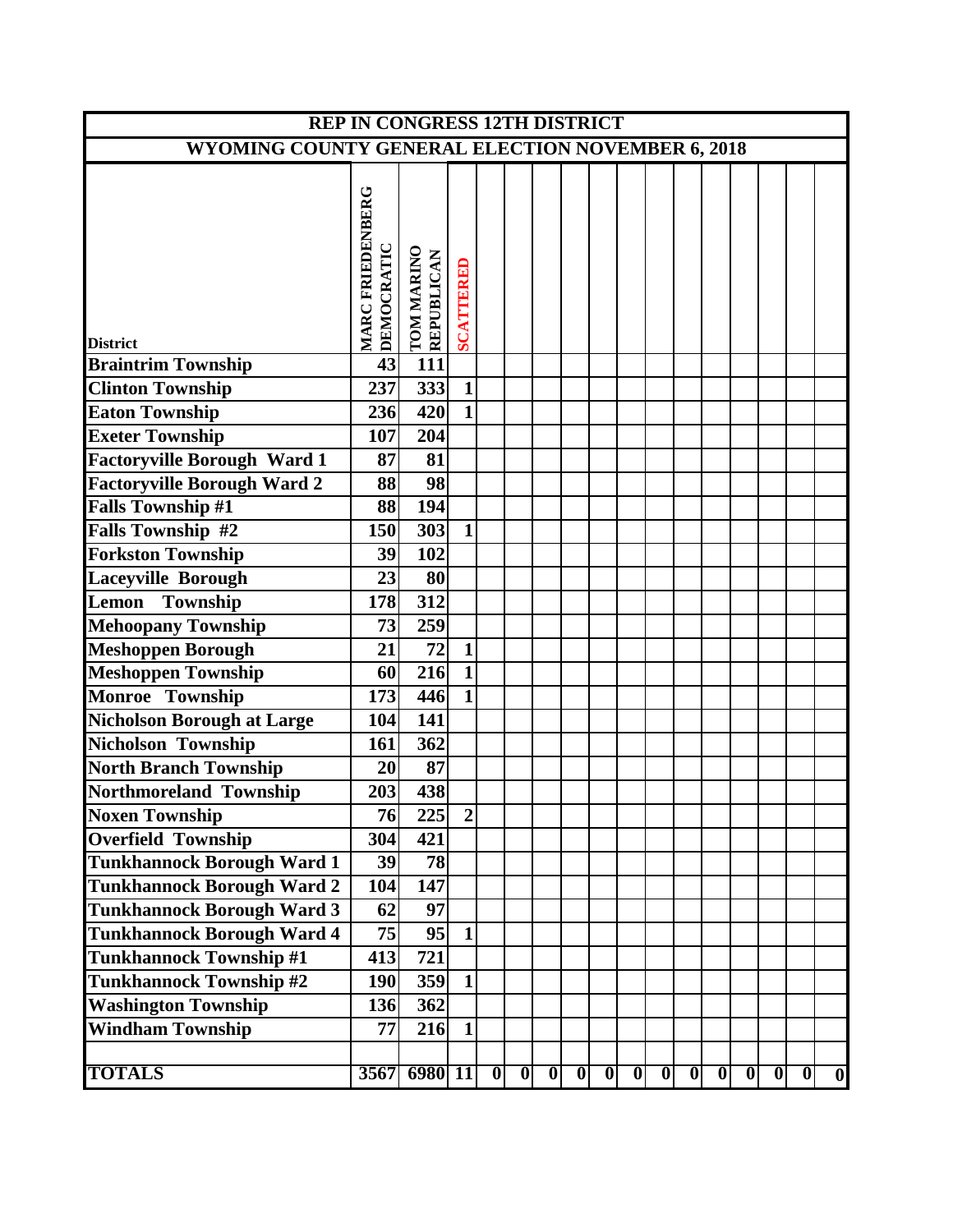# REP IN CONGRESS 12TH DISTRICT

## WYOMING COUNTY GENERAL ELECTION NOVEMBER 6, 2018

| District | MARC FRIEDENBERG DEMOCRATIC | TOM MARINO REPUBLICAN | SCATTERED | | | | | | | | | | | | | |
|---|---|---|---|---|---|---|---|---|---|---|---|---|---|---|---|---|
| Braintrim Township | 43 | 111 | | | | | | | | | | | | | | |
| Clinton Township | 237 | 333 | 1 | | | | | | | | | | | | | |
| Eaton Township | 236 | 420 | 1 | | | | | | | | | | | | | |
| Exeter Township | 107 | 204 | | | | | | | | | | | | | | |
| Factoryville Borough Ward 1 | 87 | 81 | | | | | | | | | | | | | | |
| Factoryville Borough Ward 2 | 88 | 98 | | | | | | | | | | | | | | |
| Falls Township #1 | 88 | 194 | | | | | | | | | | | | | | |
| Falls Township #2 | 150 | 303 | 1 | | | | | | | | | | | | | |
| Forkston Township | 39 | 102 | | | | | | | | | | | | | | |
| Laceyville Borough | 23 | 80 | | | | | | | | | | | | | | |
| Lemon Township | 178 | 312 | | | | | | | | | | | | | | |
| Mehoopany Township | 73 | 259 | | | | | | | | | | | | | | |
| Meshoppen Borough | 21 | 72 | 1 | | | | | | | | | | | | | |
| Meshoppen Township | 60 | 216 | 1 | | | | | | | | | | | | | |
| Monroe Township | 173 | 446 | 1 | | | | | | | | | | | | | |
| Nicholson Borough at Large | 104 | 141 | | | | | | | | | | | | | | |
| Nicholson Township | 161 | 362 | | | | | | | | | | | | | | |
| North Branch Township | 20 | 87 | | | | | | | | | | | | | | |
| Northmoreland Township | 203 | 438 | | | | | | | | | | | | | | |
| Noxen Township | 76 | 225 | 2 | | | | | | | | | | | | | |
| Overfield Township | 304 | 421 | | | | | | | | | | | | | | |
| Tunkhannock Borough Ward 1 | 39 | 78 | | | | | | | | | | | | | | |
| Tunkhannock Borough Ward 2 | 104 | 147 | | | | | | | | | | | | | | |
| Tunkhannock Borough Ward 3 | 62 | 97 | | | | | | | | | | | | | | |
| Tunkhannock Borough Ward 4 | 75 | 95 | 1 | | | | | | | | | | | | | |
| Tunkhannock Township #1 | 413 | 721 | | | | | | | | | | | | | | |
| Tunkhannock Township #2 | 190 | 359 | 1 | | | | | | | | | | | | | |
| Washington Township | 136 | 362 | | | | | | | | | | | | | | |
| Windham Township | 77 | 216 | 1 | | | | | | | | | | | | | |
| | | | | | | | | | | | | | | | | |
| TOTALS | 3567 | 6980 | 11 | 0 | 0 | 0 | 0 | 0 | 0 | 0 | 0 | 0 | 0 | 0 | 0 | 0 |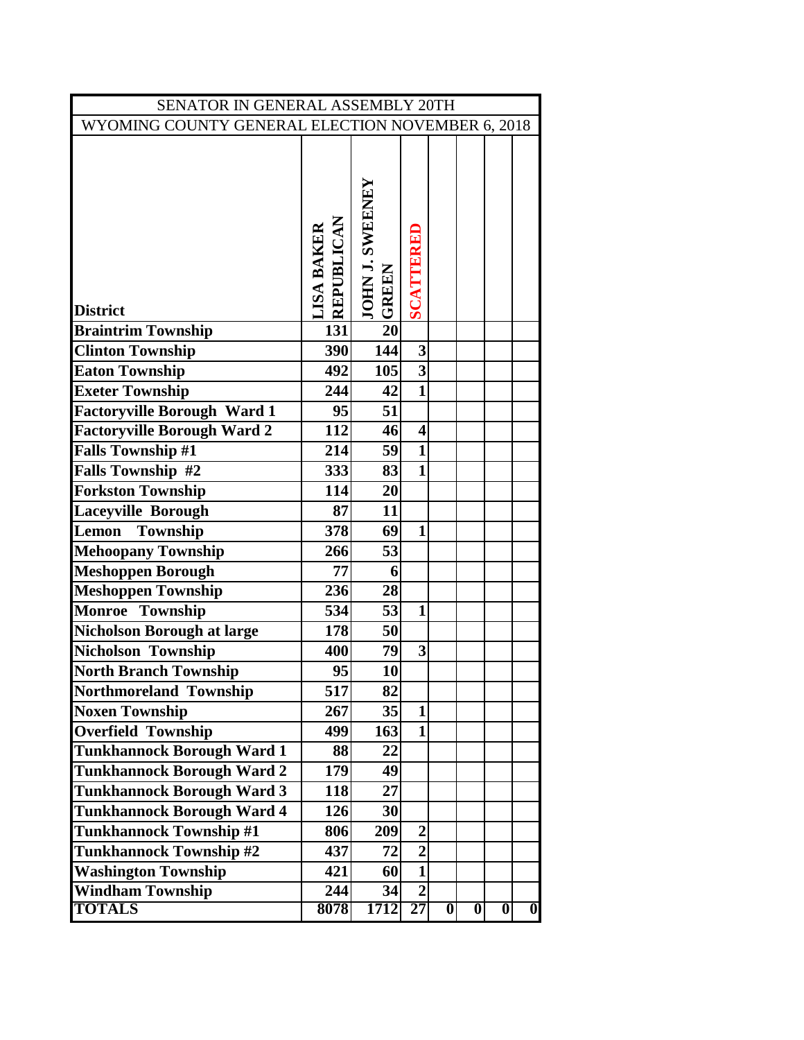| SENATOR IN GENERAL ASSEMBLY 20TH | | | | | | | |
|---|---|---|---|---|---|---|---|
| WYOMING COUNTY GENERAL ELECTION NOVEMBER 6, 2018 | | | | | | | |
| **District** | **LISA BAKER REPUBLICAN** | **JOHN J. SWEENEY GREEN** | **SCATTERED** | | | | |
| **Braintrim Township** | **131** | **20** | | | | | |
| **Clinton Township** | **390** | **144** | **3** | | | | |
| **Eaton Township** | **492** | **105** | **3** | | | | |
| **Exeter Township** | **244** | **42** | **1** | | | | |
| **Factoryville Borough Ward 1** | **95** | **51** | | | | | |
| **Factoryville Borough Ward 2** | **112** | **46** | **4** | | | | |
| **Falls Township #1** | **214** | **59** | **1** | | | | |
| **Falls Township #2** | **333** | **83** | **1** | | | | |
| **Forkston Township** | **114** | **20** | | | | | |
| **Laceyville Borough** | **87** | **11** | | | | | |
| **Lemon Township** | **378** | **69** | **1** | | | | |
| **Mehoopany Township** | **266** | **53** | | | | | |
| **Meshoppen Borough** | **77** | **6** | | | | | |
| **Meshoppen Township** | **236** | **28** | | | | | |
| **Monroe Township** | **534** | **53** | **1** | | | | |
| **Nicholson Borough at large** | **178** | **50** | | | | | |
| **Nicholson Township** | **400** | **79** | **3** | | | | |
| **North Branch Township** | **95** | **10** | | | | | |
| **Northmoreland Township** | **517** | **82** | | | | | |
| **Noxen Township** | **267** | **35** | **1** | | | | |
| **Overfield Township** | **499** | **163** | **1** | | | | |
| **Tunkhannock Borough Ward 1** | **88** | **22** | | | | | |
| **Tunkhannock Borough Ward 2** | **179** | **49** | | | | | |
| **Tunkhannock Borough Ward 3** | **118** | **27** | | | | | |
| **Tunkhannock Borough Ward 4** | **126** | **30** | | | | | |
| **Tunkhannock Township #1** | **806** | **209** | **2** | | | | |
| **Tunkhannock Township #2** | **437** | **72** | **2** | | | | |
| **Washington Township** | **421** | **60** | **1** | | | | |
| **Windham Township** | **244** | **34** | **2** | | | | |
| **TOTALS** | **8078** | **1712** | **27** | **0** | **0** | **0** | **0** |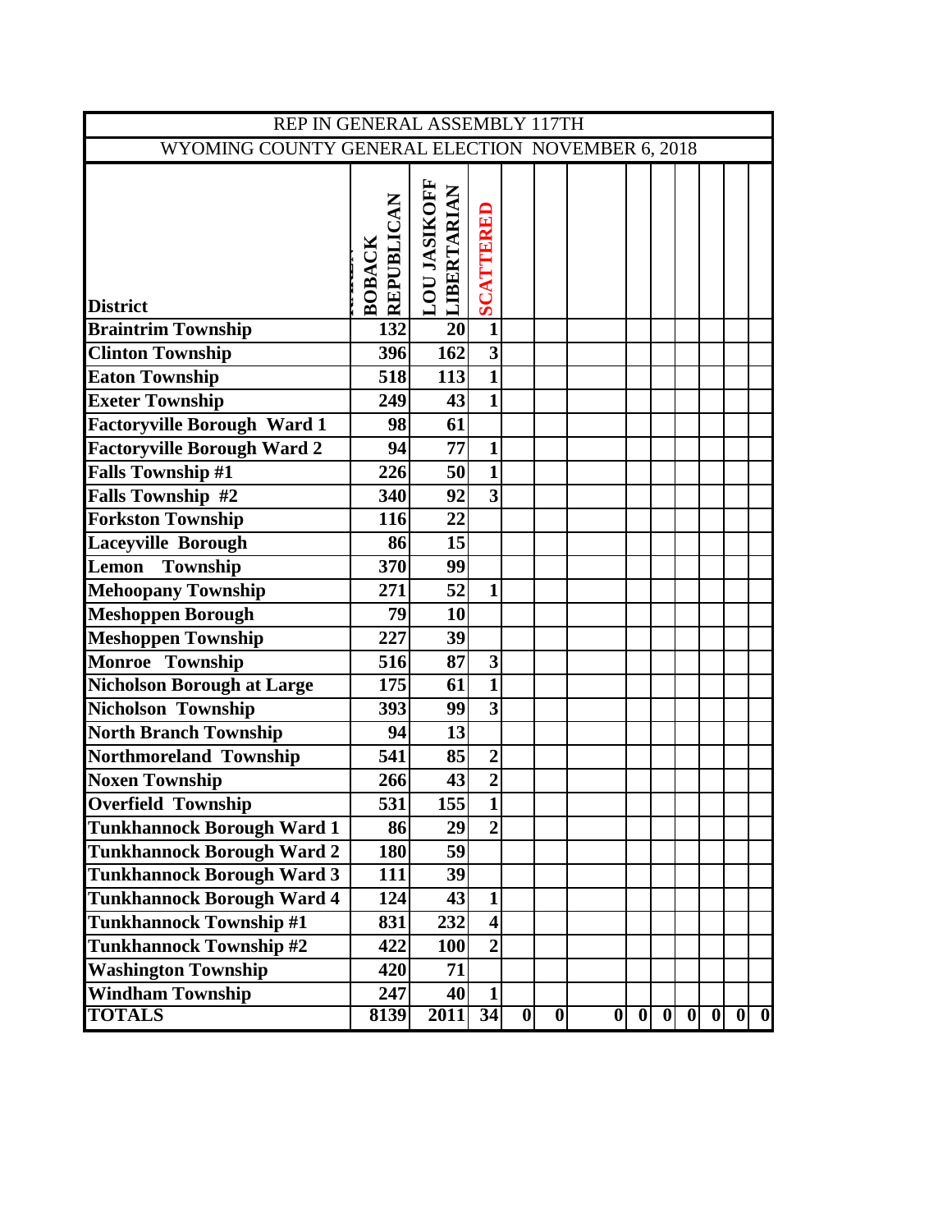| REP IN GENERAL ASSEMBLY 117TH | | | | | | | | | | | | |
|---|---|---|---|---|---|---|---|---|---|---|---|---|
| WYOMING COUNTY GENERAL ELECTION NOVEMBER 6, 2018 | | | | | | | | | | | | |
| **District** | **BOBACK REPUBLICAN** | **LOU JASIKOFF LIBERTARIAN** | **SCATTERED** | | | | | | | | | |
| **Braintrim Township** | **132** | **20** | **1** | | | | | | | | | |
| **Clinton Township** | **396** | **162** | **3** | | | | | | | | | |
| **Eaton Township** | **518** | **113** | **1** | | | | | | | | | |
| **Exeter Township** | **249** | **43** | **1** | | | | | | | | | |
| **Factoryville Borough Ward 1** | **98** | **61** | | | | | | | | | | |
| **Factoryville Borough Ward 2** | **94** | **77** | **1** | | | | | | | | | |
| **Falls Township #1** | **226** | **50** | **1** | | | | | | | | | |
| **Falls Township #2** | **340** | **92** | **3** | | | | | | | | | |
| **Forkston Township** | **116** | **22** | | | | | | | | | | |
| **Laceyville Borough** | **86** | **15** | | | | | | | | | | |
| **Lemon Township** | **370** | **99** | | | | | | | | | | |
| **Mehoopany Township** | **271** | **52** | **1** | | | | | | | | | |
| **Meshoppen Borough** | **79** | **10** | | | | | | | | | | |
| **Meshoppen Township** | **227** | **39** | | | | | | | | | | |
| **Monroe Township** | **516** | **87** | **3** | | | | | | | | | |
| **Nicholson Borough at Large** | **175** | **61** | **1** | | | | | | | | | |
| **Nicholson Township** | **393** | **99** | **3** | | | | | | | | | |
| **North Branch Township** | **94** | **13** | | | | | | | | | | |
| **Northmoreland Township** | **541** | **85** | **2** | | | | | | | | | |
| **Noxen Township** | **266** | **43** | **2** | | | | | | | | | |
| **Overfield Township** | **531** | **155** | **1** | | | | | | | | | |
| **Tunkhannock Borough Ward 1** | **86** | **29** | **2** | | | | | | | | | |
| **Tunkhannock Borough Ward 2** | **180** | **59** | | | | | | | | | | |
| **Tunkhannock Borough Ward 3** | **111** | **39** | | | | | | | | | | |
| **Tunkhannock Borough Ward 4** | **124** | **43** | **1** | | | | | | | | | |
| **Tunkhannock Township #1** | **831** | **232** | **4** | | | | | | | | | |
| **Tunkhannock Township #2** | **422** | **100** | **2** | | | | | | | | | |
| **Washington Township** | **420** | **71** | | | | | | | | | | |
| **Windham Township** | **247** | **40** | **1** | | | | | | | | | |
| **TOTALS** | **8139** | **2011** | **34** | **0** | **0** | **0** | **0** | **0** | **0** | **0** | **0** | **0** |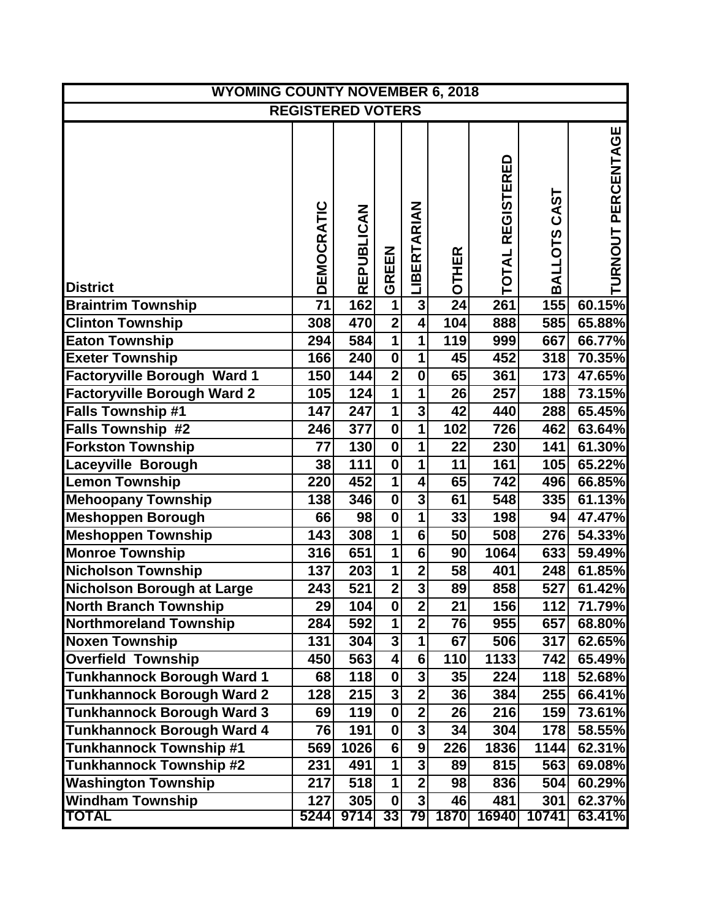| WYOMING COUNTY NOVEMBER 6, 2018 | | | | | | | | |
|---|---|---|---|---|---|---|---|---|
| REGISTERED VOTERS | | | | | | | | |
| District | DEMOCRATIC | REPUBLICAN | GREEN | LIBERTARIAN | OTHER | TOTAL REGISTERED | BALLOTS CAST | TURNOUT PERCENTAGE |
| Braintrim Township | 71 | 162 | 1 | 3 | 24 | 261 | 155 | 60.15% |
| Clinton Township | 308 | 470 | 2 | 4 | 104 | 888 | 585 | 65.88% |
| Eaton Township | 294 | 584 | 1 | 1 | 119 | 999 | 667 | 66.77% |
| Exeter Township | 166 | 240 | 0 | 1 | 45 | 452 | 318 | 70.35% |
| Factoryville Borough Ward 1 | 150 | 144 | 2 | 0 | 65 | 361 | 173 | 47.65% |
| Factoryville Borough Ward 2 | 105 | 124 | 1 | 1 | 26 | 257 | 188 | 73.15% |
| Falls Township #1 | 147 | 247 | 1 | 3 | 42 | 440 | 288 | 65.45% |
| Falls Township #2 | 246 | 377 | 0 | 1 | 102 | 726 | 462 | 63.64% |
| Forkston Township | 77 | 130 | 0 | 1 | 22 | 230 | 141 | 61.30% |
| Laceyville Borough | 38 | 111 | 0 | 1 | 11 | 161 | 105 | 65.22% |
| Lemon Township | 220 | 452 | 1 | 4 | 65 | 742 | 496 | 66.85% |
| Mehoopany Township | 138 | 346 | 0 | 3 | 61 | 548 | 335 | 61.13% |
| Meshoppen Borough | 66 | 98 | 0 | 1 | 33 | 198 | 94 | 47.47% |
| Meshoppen Township | 143 | 308 | 1 | 6 | 50 | 508 | 276 | 54.33% |
| Monroe Township | 316 | 651 | 1 | 6 | 90 | 1064 | 633 | 59.49% |
| Nicholson Township | 137 | 203 | 1 | 2 | 58 | 401 | 248 | 61.85% |
| Nicholson Borough at Large | 243 | 521 | 2 | 3 | 89 | 858 | 527 | 61.42% |
| North Branch Township | 29 | 104 | 0 | 2 | 21 | 156 | 112 | 71.79% |
| Northmoreland Township | 284 | 592 | 1 | 2 | 76 | 955 | 657 | 68.80% |
| Noxen Township | 131 | 304 | 3 | 1 | 67 | 506 | 317 | 62.65% |
| Overfield Township | 450 | 563 | 4 | 6 | 110 | 1133 | 742 | 65.49% |
| Tunkhannock Borough Ward 1 | 68 | 118 | 0 | 3 | 35 | 224 | 118 | 52.68% |
| Tunkhannock Borough Ward 2 | 128 | 215 | 3 | 2 | 36 | 384 | 255 | 66.41% |
| Tunkhannock Borough Ward 3 | 69 | 119 | 0 | 2 | 26 | 216 | 159 | 73.61% |
| Tunkhannock Borough Ward 4 | 76 | 191 | 0 | 3 | 34 | 304 | 178 | 58.55% |
| Tunkhannock Township #1 | 569 | 1026 | 6 | 9 | 226 | 1836 | 1144 | 62.31% |
| Tunkhannock Township #2 | 231 | 491 | 1 | 3 | 89 | 815 | 563 | 69.08% |
| Washington Township | 217 | 518 | 1 | 2 | 98 | 836 | 504 | 60.29% |
| Windham Township | 127 | 305 | 0 | 3 | 46 | 481 | 301 | 62.37% |
| TOTAL | 5244 | 9714 | 33 | 79 | 1870 | 16940 | 10741 | 63.41% |